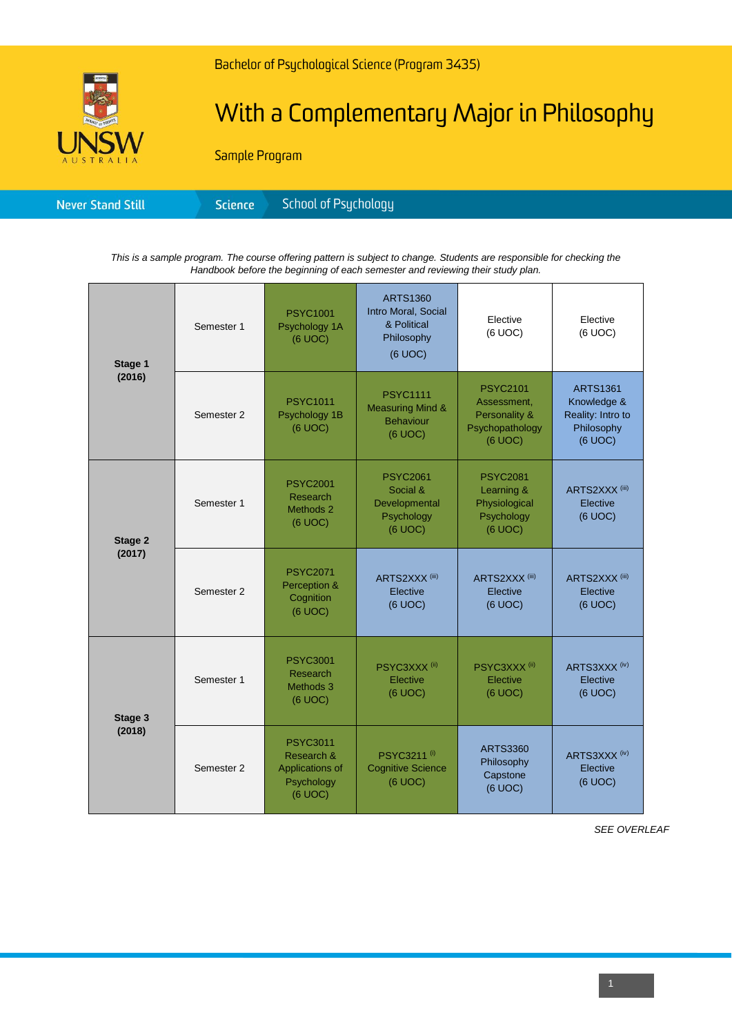Bachelor of Psychological Science (Program 3435)

# With a Complementary Major in Philosophy

Sample Program

Never Stand Still | Science | School of Psychology

*This is a sample program. The course offering pattern is subject to change. Students are responsible for checking the Handbook before the beginning of each semester and reviewing their study plan.*

| Stage | Semester | | | | |
|---|---|---|---|---|---|
| **Stage 1 (2016)** | Semester 1 | PSYC1001 Psychology 1A (6 UOC) | ARTS1360 Intro Moral, Social & Political Philosophy (6 UOC) | Elective (6 UOC) | Elective (6 UOC) |
| | Semester 2 | PSYC1011 Psychology 1B (6 UOC) | PSYC1111 Measuring Mind & Behaviour (6 UOC) | PSYC2101 Assessment, Personality & Psychopathology (6 UOC) | ARTS1361 Knowledge & Reality: Intro to Philosophy (6 UOC) |
| **Stage 2 (2017)** | Semester 1 | PSYC2001 Research Methods 2 (6 UOC) | PSYC2061 Social & Developmental Psychology (6 UOC) | PSYC2081 Learning & Physiological Psychology (6 UOC) | ARTS2XXX (iii) Elective (6 UOC) |
| | Semester 2 | PSYC2071 Perception & Cognition (6 UOC) | ARTS2XXX (iii) Elective (6 UOC) | ARTS2XXX (iii) Elective (6 UOC) | ARTS2XXX (iii) Elective (6 UOC) |
| **Stage 3 (2018)** | Semester 1 | PSYC3001 Research Methods 3 (6 UOC) | PSYC3XXX (ii) Elective (6 UOC) | PSYC3XXX (ii) Elective (6 UOC) | ARTS3XXX (iv) Elective (6 UOC) |
| | Semester 2 | PSYC3011 Research & Applications of Psychology (6 UOC) | PSYC3211 (i) Cognitive Science (6 UOC) | ARTS3360 Philosophy Capstone (6 UOC) | ARTS3XXX (iv) Elective (6 UOC) |

*SEE OVERLEAF*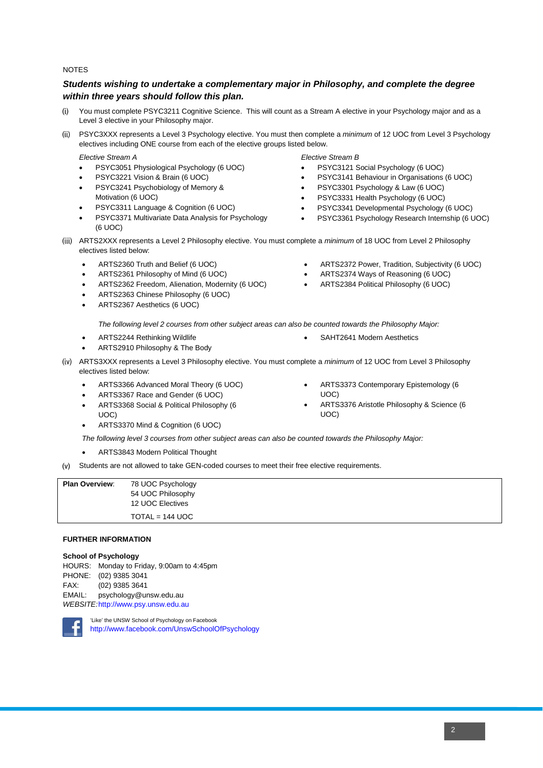NOTES

***Students wishing to undertake a complementary major in Philosophy, and complete the degree within three years should follow this plan.***

(i) You must complete PSYC3211 Cognitive Science. This will count as a Stream A elective in your Psychology major and as a Level 3 elective in your Philosophy major.

(ii) PSYC3XXX represents a Level 3 Psychology elective. You must then complete a *minimum* of 12 UOC from Level 3 Psychology electives including ONE course from each of the elective groups listed below.

*Elective Stream A*

- PSYC3051 Physiological Psychology (6 UOC)
- PSYC3221 Vision & Brain (6 UOC)
- PSYC3241 Psychobiology of Memory & Motivation (6 UOC)
- PSYC3311 Language & Cognition (6 UOC)
- PSYC3371 Multivariate Data Analysis for Psychology (6 UOC)

*Elective Stream B*

- PSYC3121 Social Psychology (6 UOC)
- PSYC3141 Behaviour in Organisations (6 UOC)
- PSYC3301 Psychology & Law (6 UOC)
- PSYC3331 Health Psychology (6 UOC)
- PSYC3341 Developmental Psychology (6 UOC)
- PSYC3361 Psychology Research Internship (6 UOC)

(iii) ARTS2XXX represents a Level 2 Philosophy elective. You must complete a *minimum* of 18 UOC from Level 2 Philosophy electives listed below:

- ARTS2360 Truth and Belief (6 UOC)
- ARTS2361 Philosophy of Mind (6 UOC)
- ARTS2362 Freedom, Alienation, Modernity (6 UOC)
- ARTS2363 Chinese Philosophy (6 UOC)
- ARTS2367 Aesthetics (6 UOC)
- ARTS2372 Power, Tradition, Subjectivity (6 UOC)
- ARTS2374 Ways of Reasoning (6 UOC)
- ARTS2384 Political Philosophy (6 UOC)

*The following level 2 courses from other subject areas can also be counted towards the Philosophy Major:*

- ARTS2244 Rethinking Wildlife
- ARTS2910 Philosophy & The Body
- SAHT2641 Modern Aesthetics

(iv) ARTS3XXX represents a Level 3 Philosophy elective. You must complete a *minimum* of 12 UOC from Level 3 Philosophy electives listed below:

- ARTS3366 Advanced Moral Theory (6 UOC)
- ARTS3367 Race and Gender (6 UOC)
- ARTS3368 Social & Political Philosophy (6 UOC)
- ARTS3370 Mind & Cognition (6 UOC)
- ARTS3373 Contemporary Epistemology (6 UOC)
- ARTS3376 Aristotle Philosophy & Science (6 UOC)

*The following level 3 courses from other subject areas can also be counted towards the Philosophy Major:*

- ARTS3843 Modern Political Thought

(v) Students are not allowed to take GEN-coded courses to meet their free elective requirements.

| | |
|---|---|
| **Plan Overview**: | 78 UOC Psychology<br>54 UOC Philosophy<br>12 UOC Electives<br><br>TOTAL = 144 UOC |

**FURTHER INFORMATION**

**School of Psychology**
HOURS: Monday to Friday, 9:00am to 4:45pm
PHONE: (02) 9385 3041
FAX: (02) 9385 3641
EMAIL: psychology@unsw.edu.au
*WEBSITE:* http://www.psy.unsw.edu.au

'Like' the UNSW School of Psychology on Facebook
http://www.facebook.com/UnswSchoolOfPsychology